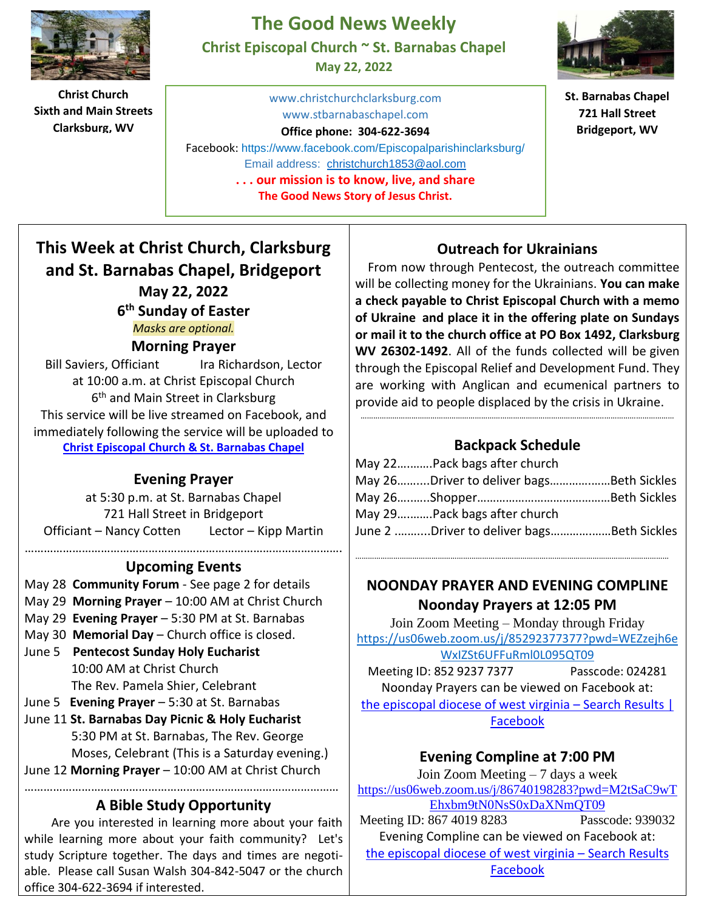# The Good News Weekly

**Christ Episcopal Church ~ St. Barnabas Chapel**

**May 22, 2022**

**Christ Church**
**Sixth and Main Streets**
**Clarksburg, WV**

www.christchurchclarksburg.com
www.stbarnabaschapel.com
**Office phone: 304-622-3694**
Facebook: https://www.facebook.com/Episcopalparishinclarksburg/
Email address: christchurch1853@aol.com

**. . . our mission is to know, live, and share**
**The Good News Story of Jesus Christ.**

**St. Barnabas Chapel**
**721 Hall Street**
**Bridgeport, WV**

## This Week at Christ Church, Clarksburg and St. Barnabas Chapel, Bridgeport

**May 22, 2022**

**6th Sunday of Easter**

*Masks are optional.*

### Morning Prayer

Bill Saviers, Officiant Ira Richardson, Lector
at 10:00 a.m. at Christ Episcopal Church
6th and Main Street in Clarksburg
This service will be live streamed on Facebook, and immediately following the service will be uploaded to **Christ Episcopal Church & St. Barnabas Chapel**

### Evening Prayer

at 5:30 p.m. at St. Barnabas Chapel
721 Hall Street in Bridgeport
Officiant – Nancy Cotten Lector – Kipp Martin

### Upcoming Events

May 28 **Community Forum** - See page 2 for details
May 29 **Morning Prayer** – 10:00 AM at Christ Church
May 29 **Evening Prayer** – 5:30 PM at St. Barnabas
May 30 **Memorial Day** – Church office is closed.
June 5 **Pentecost Sunday Holy Eucharist** 10:00 AM at Christ Church The Rev. Pamela Shier, Celebrant
June 5 **Evening Prayer** – 5:30 at St. Barnabas
June 11 **St. Barnabas Day Picnic & Holy Eucharist** 5:30 PM at St. Barnabas, The Rev. George Moses, Celebrant (This is a Saturday evening.)
June 12 **Morning Prayer** – 10:00 AM at Christ Church

### A Bible Study Opportunity

Are you interested in learning more about your faith while learning more about your faith community? Let's study Scripture together. The days and times are negotiable. Please call Susan Walsh 304-842-5047 or the church office 304-622-3694 if interested.

### Outreach for Ukrainians

From now through Pentecost, the outreach committee will be collecting money for the Ukrainians. **You can make a check payable to Christ Episcopal Church with a memo of Ukraine and place it in the offering plate on Sundays or mail it to the church office at PO Box 1492, Clarksburg WV 26302-1492**. All of the funds collected will be given through the Episcopal Relief and Development Fund. They are working with Anglican and ecumenical partners to provide aid to people displaced by the crisis in Ukraine.

### Backpack Schedule

May 22………..Pack bags after church
May 26……….Driver to deliver bags……………….Beth Sickles
May 26……….Shopper……………………………………Beth Sickles
May 29………..Pack bags after church
June 2 ………..Driver to deliver bags……………….Beth Sickles

### NOONDAY PRAYER AND EVENING COMPLINE

### Noonday Prayers at 12:05 PM

Join Zoom Meeting – Monday through Friday
https://us06web.zoom.us/j/85292377377?pwd=WEZzejh6eWxIZSt6UFFuRml0L095QT09
Meeting ID: 852 9237 7377 Passcode: 024281
Noonday Prayers can be viewed on Facebook at: the episcopal diocese of west virginia – Search Results | Facebook

### Evening Compline at 7:00 PM

Join Zoom Meeting – 7 days a week
https://us06web.zoom.us/j/86740198283?pwd=M2tSaC9wTEhxbm9tN0NsS0xDaXNmQT09
Meeting ID: 867 4019 8283 Passcode: 939032
Evening Compline can be viewed on Facebook at: the episcopal diocese of west virginia – Search Results Facebook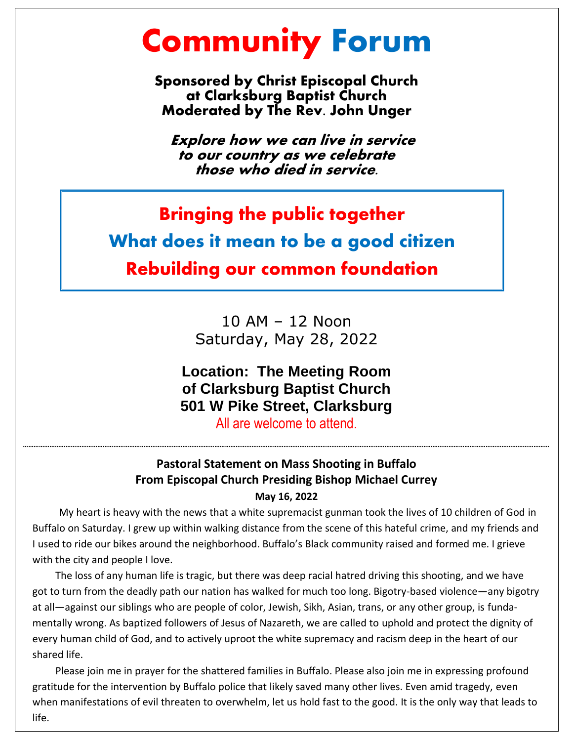# Community Forum

**Sponsored by Christ Episcopal Church**
**at Clarksburg Baptist Church**
**Moderated by The Rev. John Unger**

***Explore how we can live in service to our country as we celebrate those who died in service.***

**Bringing the public together**

**What does it mean to be a good citizen**

**Rebuilding our common foundation**

10 AM – 12 Noon
Saturday, May 28, 2022

**Location: The Meeting Room of Clarksburg Baptist Church**
**501 W Pike Street, Clarksburg**

All are welcome to attend.

---

## Pastoral Statement on Mass Shooting in Buffalo
## From Episcopal Church Presiding Bishop Michael Curry

**May 16, 2022**

My heart is heavy with the news that a white supremacist gunman took the lives of 10 children of God in Buffalo on Saturday. I grew up within walking distance from the scene of this hateful crime, and my friends and I used to ride our bikes around the neighborhood. Buffalo's Black community raised and formed me. I grieve with the city and people I love.

The loss of any human life is tragic, but there was deep racial hatred driving this shooting, and we have got to turn from the deadly path our nation has walked for much too long. Bigotry-based violence—any bigotry at all—against our siblings who are people of color, Jewish, Sikh, Asian, trans, or any other group, is fundamentally wrong. As baptized followers of Jesus of Nazareth, we are called to uphold and protect the dignity of every human child of God, and to actively uproot the white supremacy and racism deep in the heart of our shared life.

Please join me in prayer for the shattered families in Buffalo. Please also join me in expressing profound gratitude for the intervention by Buffalo police that likely saved many other lives. Even amid tragedy, even when manifestations of evil threaten to overwhelm, let us hold fast to the good. It is the only way that leads to life.